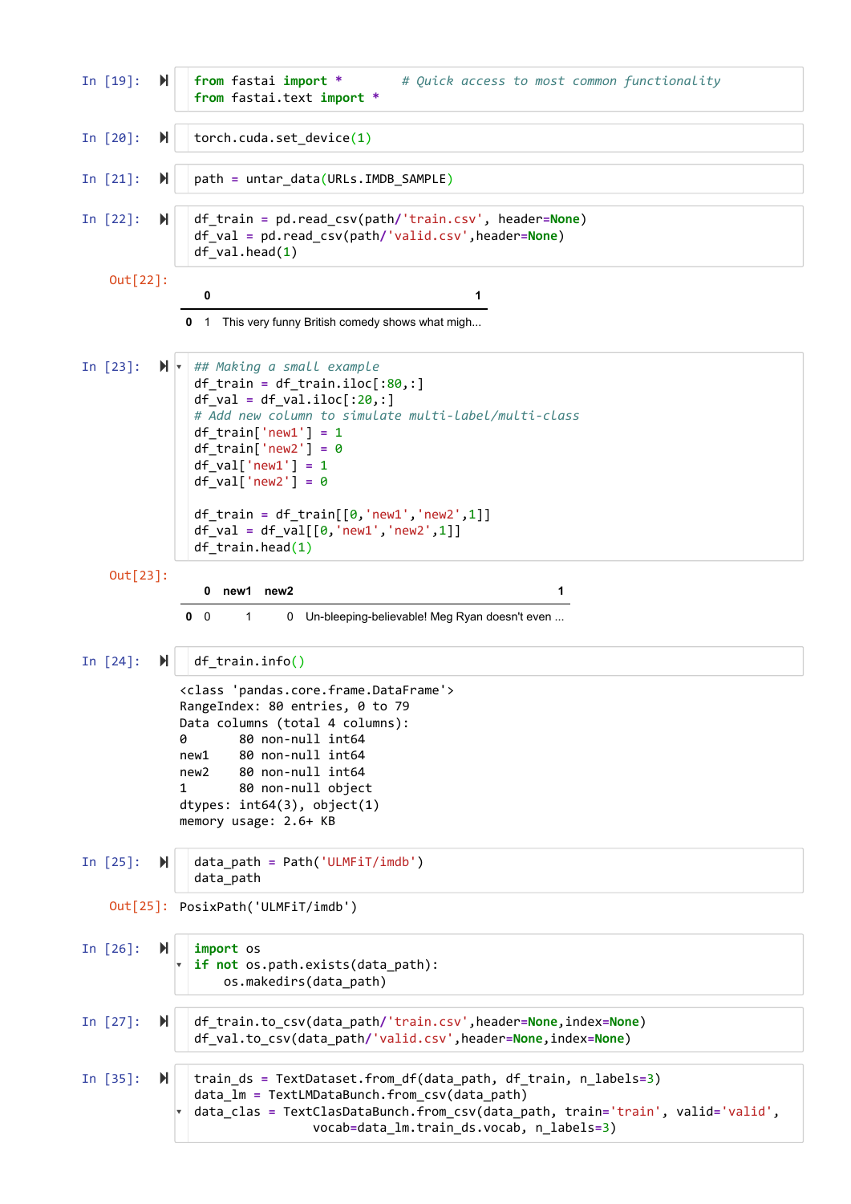In [19]:

```
from fastai import *        # Quick access to most common functionality
from fastai.text import *
```

In [20]:

```
torch.cuda.set_device(1)
```

In [21]:

```
path = untar_data(URLs.IMDB_SAMPLE)
```

In [22]:

```
df_train = pd.read_csv(path/'train.csv', header=None)
df_val = pd.read_csv(path/'valid.csv',header=None)
df_val.head(1)
```

Out[22]:

| | 0 | 1 |
|---|---|---|
| 0 | 1 | This very funny British comedy shows what migh... |

In [23]:

```
## Making a small example
df_train = df_train.iloc[:80,:]
df_val = df_val.iloc[:20,:]
# Add new column to simulate multi-label/multi-class
df_train['new1'] = 1
df_train['new2'] = 0
df_val['new1'] = 1
df_val['new2'] = 0

df_train = df_train[[0,'new1','new2',1]]
df_val = df_val[[0,'new1','new2',1]]
df_train.head(1)
```

Out[23]:

| | 0 | new1 | new2 | 1 |
|---|---|---|---|---|
| 0 | 0 | 1 | 0 | Un-bleeping-believable! Meg Ryan doesn't even ... |

In [24]:

```
df_train.info()
```

```
<class 'pandas.core.frame.DataFrame'>
RangeIndex: 80 entries, 0 to 79
Data columns (total 4 columns):
0       80 non-null int64
new1    80 non-null int64
new2    80 non-null int64
1       80 non-null object
dtypes: int64(3), object(1)
memory usage: 2.6+ KB
```

In [25]:

```
data_path = Path('ULMFiT/imdb')
data_path
```

Out[25]: `PosixPath('ULMFiT/imdb')`

In [26]:

```
import os
if not os.path.exists(data_path):
    os.makedirs(data_path)
```

In [27]:

```
df_train.to_csv(data_path/'train.csv',header=None,index=None)
df_val.to_csv(data_path/'valid.csv',header=None,index=None)
```

In [35]:

```
train_ds = TextDataset.from_df(data_path, df_train, n_labels=3)
data_lm = TextLMDataBunch.from_csv(data_path)
data_clas = TextClasDataBunch.from_csv(data_path, train='train', valid='valid',
                vocab=data_lm.train_ds.vocab, n_labels=3)
```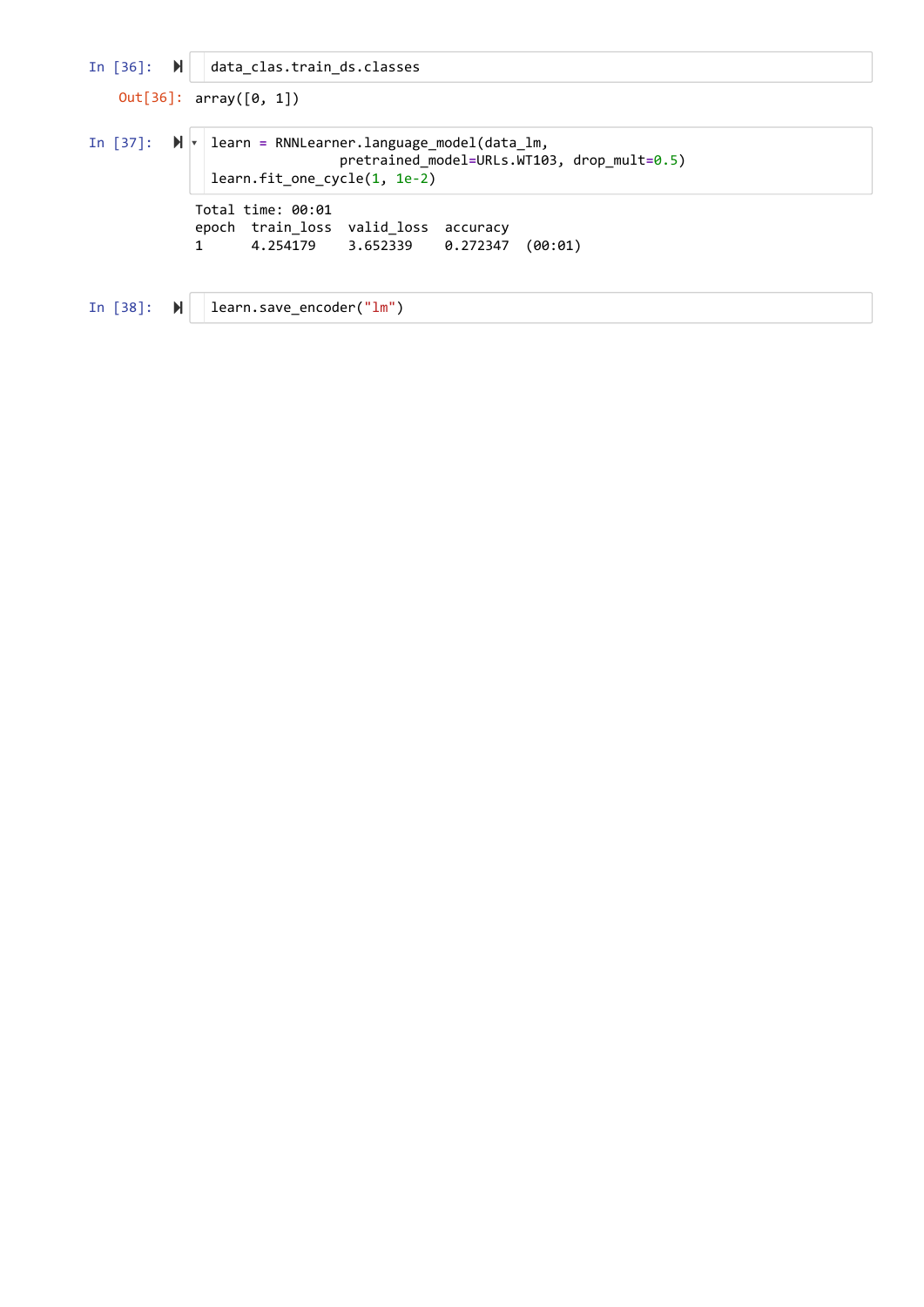In [36]:

```
data_clas.train_ds.classes
```

Out[36]:

```
array([0, 1])
```

In [37]:

```
learn = RNNLearner.language_model(data_lm,
                   pretrained_model=URLs.WT103, drop_mult=0.5)
learn.fit_one_cycle(1, 1e-2)
```

```
Total time: 00:01
epoch  train_loss  valid_loss  accuracy
1      4.254179    3.652339    0.272347  (00:01)
```

In [38]:

```
learn.save_encoder("lm")
```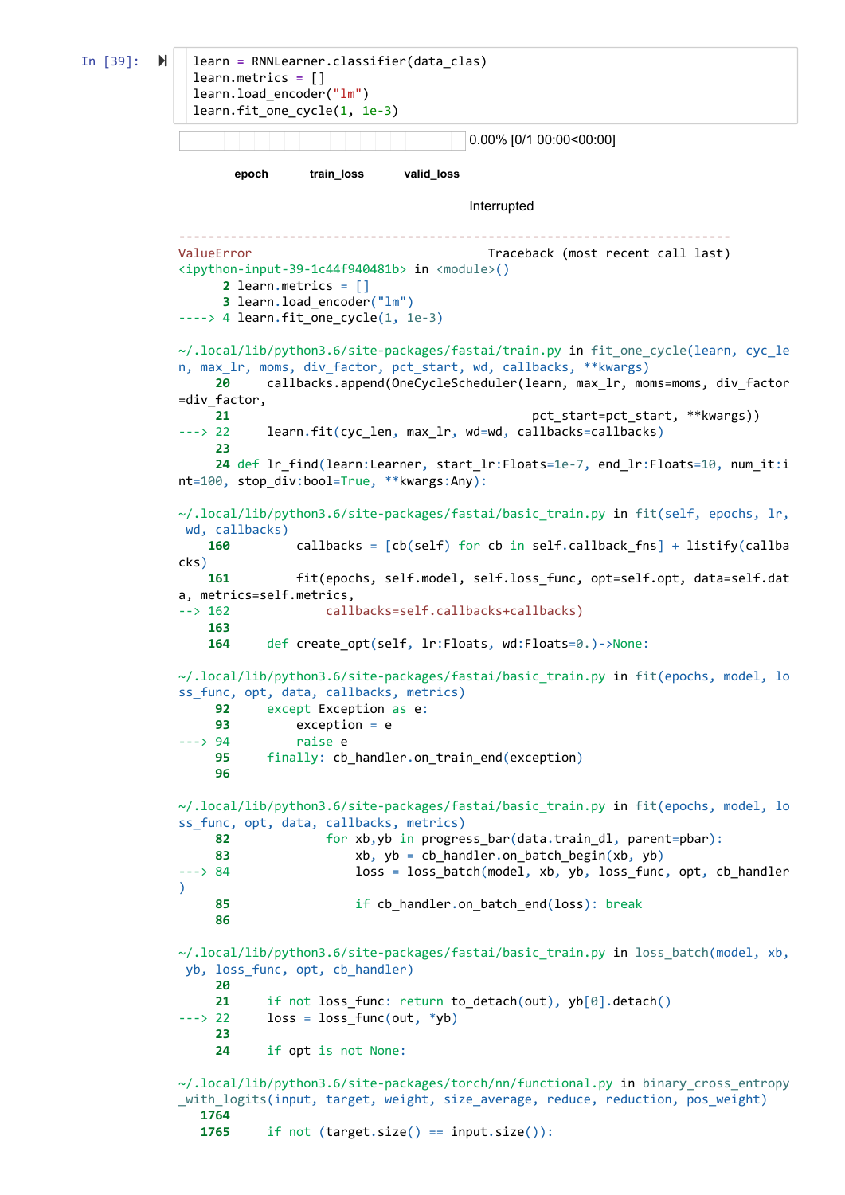In [39]:

```
learn = RNNLearner.classifier(data_clas)
learn.metrics = []
learn.load_encoder("lm")
learn.fit_one_cycle(1, 1e-3)
```

0.00% [0/1 00:00<00:00]

| epoch | train_loss | valid_loss |
|---|---|---|

Interrupted

```
---------------------------------------------------------------------------
ValueError                                Traceback (most recent call last)
<ipython-input-39-1c44f940481b> in <module>()
      2 learn.metrics = []
      3 learn.load_encoder("lm")
----> 4 learn.fit_one_cycle(1, 1e-3)

~/.local/lib/python3.6/site-packages/fastai/train.py in fit_one_cycle(learn, cyc_le
n, max_lr, moms, div_factor, pct_start, wd, callbacks, **kwargs)
     20     callbacks.append(OneCycleScheduler(learn, max_lr, moms=moms, div_factor
=div_factor,
     21                                         pct_start=pct_start, **kwargs))
---> 22     learn.fit(cyc_len, max_lr, wd=wd, callbacks=callbacks)
     23 
     24 def lr_find(learn:Learner, start_lr:Floats=1e-7, end_lr:Floats=10, num_it:i
nt=100, stop_div:bool=True, **kwargs:Any):

~/.local/lib/python3.6/site-packages/fastai/basic_train.py in fit(self, epochs, lr,
 wd, callbacks)
    160         callbacks = [cb(self) for cb in self.callback_fns] + listify(callba
cks)
    161         fit(epochs, self.model, self.loss_func, opt=self.opt, data=self.dat
a, metrics=self.metrics,
--> 162             callbacks=self.callbacks+callbacks)
    163 
    164     def create_opt(self, lr:Floats, wd:Floats=0.)->None:

~/.local/lib/python3.6/site-packages/fastai/basic_train.py in fit(epochs, model, lo
ss_func, opt, data, callbacks, metrics)
     92     except Exception as e:
     93         exception = e
---> 94         raise e
     95     finally: cb_handler.on_train_end(exception)
     96 

~/.local/lib/python3.6/site-packages/fastai/basic_train.py in fit(epochs, model, lo
ss_func, opt, data, callbacks, metrics)
     82             for xb,yb in progress_bar(data.train_dl, parent=pbar):
     83                 xb, yb = cb_handler.on_batch_begin(xb, yb)
---> 84                 loss = loss_batch(model, xb, yb, loss_func, opt, cb_handler
)
     85                 if cb_handler.on_batch_end(loss): break
     86 

~/.local/lib/python3.6/site-packages/fastai/basic_train.py in loss_batch(model, xb,
 yb, loss_func, opt, cb_handler)
     20 
     21     if not loss_func: return to_detach(out), yb[0].detach()
---> 22     loss = loss_func(out, *yb)
     23 
     24     if opt is not None:

~/.local/lib/python3.6/site-packages/torch/nn/functional.py in binary_cross_entropy
_with_logits(input, target, weight, size_average, reduce, reduction, pos_weight)
   1764 
   1765     if not (target.size() == input.size()):
```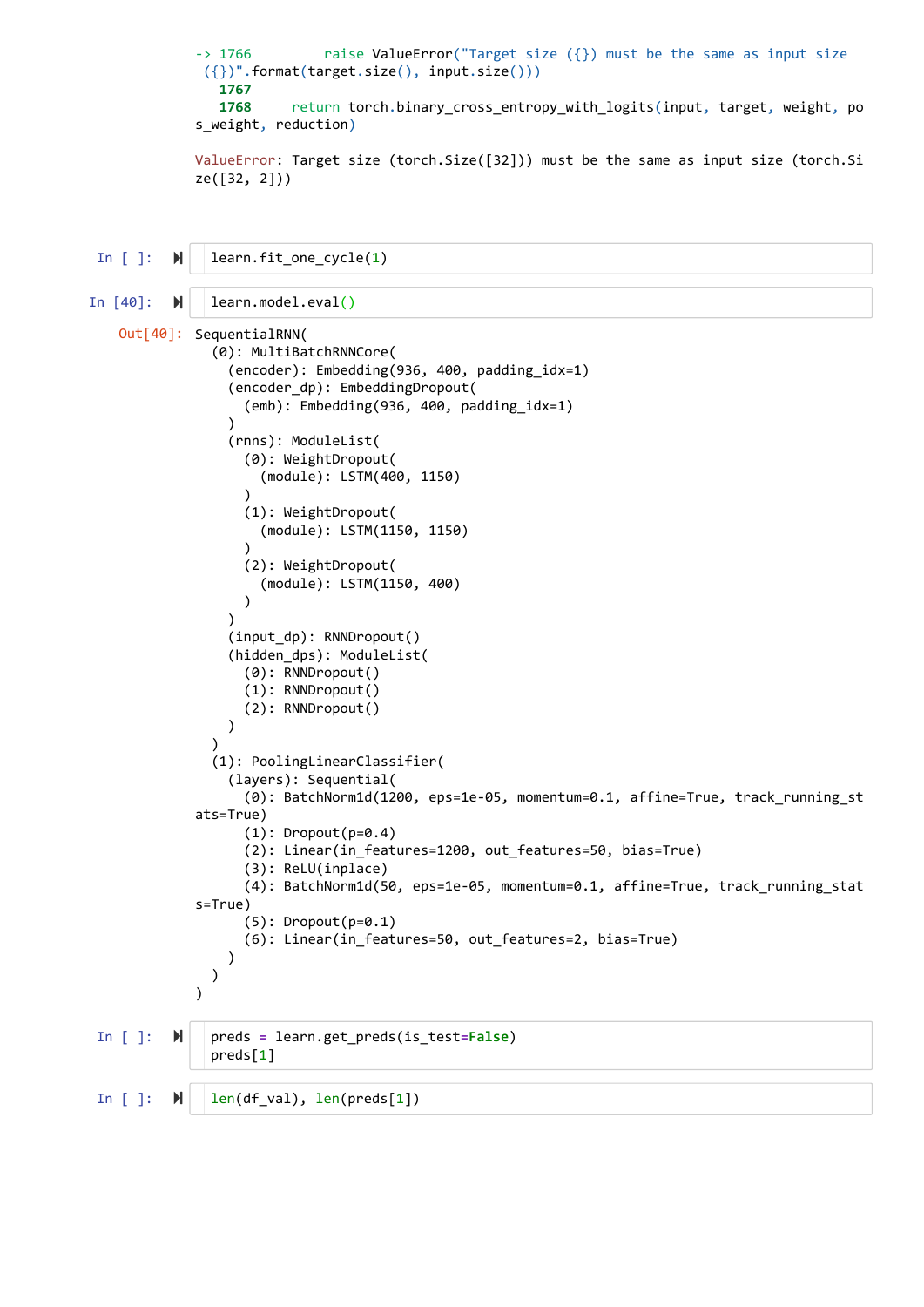```
-> 1766         raise ValueError("Target size ({}) must be the same as input size
 ({})".format(target.size(), input.size()))
   1767
   1768     return torch.binary_cross_entropy_with_logits(input, target, weight, po
s_weight, reduction)

ValueError: Target size (torch.Size([32])) must be the same as input size (torch.Si
ze([32, 2]))
```

In [ ]:

```
learn.fit_one_cycle(1)
```

In [40]:

```
learn.model.eval()
```

Out[40]:

```
SequentialRNN(
  (0): MultiBatchRNNCore(
    (encoder): Embedding(936, 400, padding_idx=1)
    (encoder_dp): EmbeddingDropout(
      (emb): Embedding(936, 400, padding_idx=1)
    )
    (rnns): ModuleList(
      (0): WeightDropout(
        (module): LSTM(400, 1150)
      )
      (1): WeightDropout(
        (module): LSTM(1150, 1150)
      )
      (2): WeightDropout(
        (module): LSTM(1150, 400)
      )
    )
    (input_dp): RNNDropout()
    (hidden_dps): ModuleList(
      (0): RNNDropout()
      (1): RNNDropout()
      (2): RNNDropout()
    )
  )
  (1): PoolingLinearClassifier(
    (layers): Sequential(
      (0): BatchNorm1d(1200, eps=1e-05, momentum=0.1, affine=True, track_running_st
ats=True)
      (1): Dropout(p=0.4)
      (2): Linear(in_features=1200, out_features=50, bias=True)
      (3): ReLU(inplace)
      (4): BatchNorm1d(50, eps=1e-05, momentum=0.1, affine=True, track_running_stat
s=True)
      (5): Dropout(p=0.1)
      (6): Linear(in_features=50, out_features=2, bias=True)
    )
  )
)
```

In [ ]:

```
preds = learn.get_preds(is_test=False)
preds[1]
```

In [ ]:

```
len(df_val), len(preds[1])
```